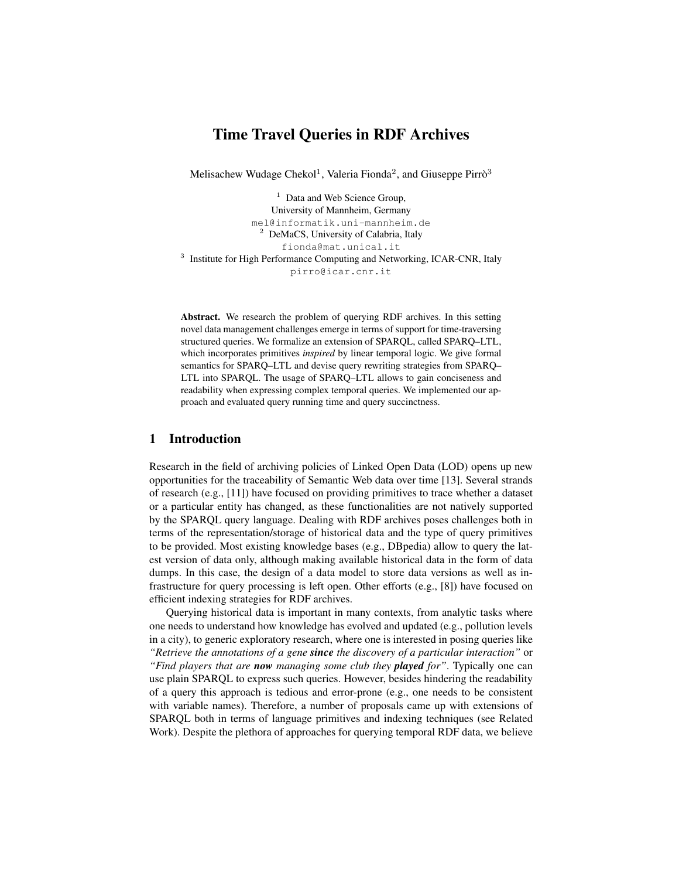# Time Travel Queries in RDF Archives

Melisachew Wudage Chekol[1], Valeria Fionda[2], and Giuseppe Pirrò[3]

[1] Data and Web Science Group, University of Mannheim, Germany
mel@informatik.uni-mannheim.de

[2] DeMaCS, University of Calabria, Italy
fionda@mat.unical.it

[3] Institute for High Performance Computing and Networking, ICAR-CNR, Italy
pirro@icar.cnr.it

**Abstract.** We research the problem of querying RDF archives. In this setting novel data management challenges emerge in terms of support for time-traversing structured queries. We formalize an extension of SPARQL, called SPARQ–LTL, which incorporates primitives *inspired* by linear temporal logic. We give formal semantics for SPARQ–LTL and devise query rewriting strategies from SPARQ–LTL into SPARQL. The usage of SPARQ–LTL allows to gain conciseness and readability when expressing complex temporal queries. We implemented our approach and evaluated query running time and query succinctness.

## 1 Introduction

Research in the field of archiving policies of Linked Open Data (LOD) opens up new opportunities for the traceability of Semantic Web data over time [13]. Several strands of research (e.g., [11]) have focused on providing primitives to trace whether a dataset or a particular entity has changed, as these functionalities are not natively supported by the SPARQL query language. Dealing with RDF archives poses challenges both in terms of the representation/storage of historical data and the type of query primitives to be provided. Most existing knowledge bases (e.g., DBpedia) allow to query the latest version of data only, although making available historical data in the form of data dumps. In this case, the design of a data model to store data versions as well as infrastructure for query processing is left open. Other efforts (e.g., [8]) have focused on efficient indexing strategies for RDF archives.

Querying historical data is important in many contexts, from analytic tasks where one needs to understand how knowledge has evolved and updated (e.g., pollution levels in a city), to generic exploratory research, where one is interested in posing queries like *"Retrieve the annotations of a gene* ***since*** *the discovery of a particular interaction"* or *"Find players that are* ***now*** *managing some club they* ***played*** *for"*. Typically one can use plain SPARQL to express such queries. However, besides hindering the readability of a query this approach is tedious and error-prone (e.g., one needs to be consistent with variable names). Therefore, a number of proposals came up with extensions of SPARQL both in terms of language primitives and indexing techniques (see Related Work). Despite the plethora of approaches for querying temporal RDF data, we believe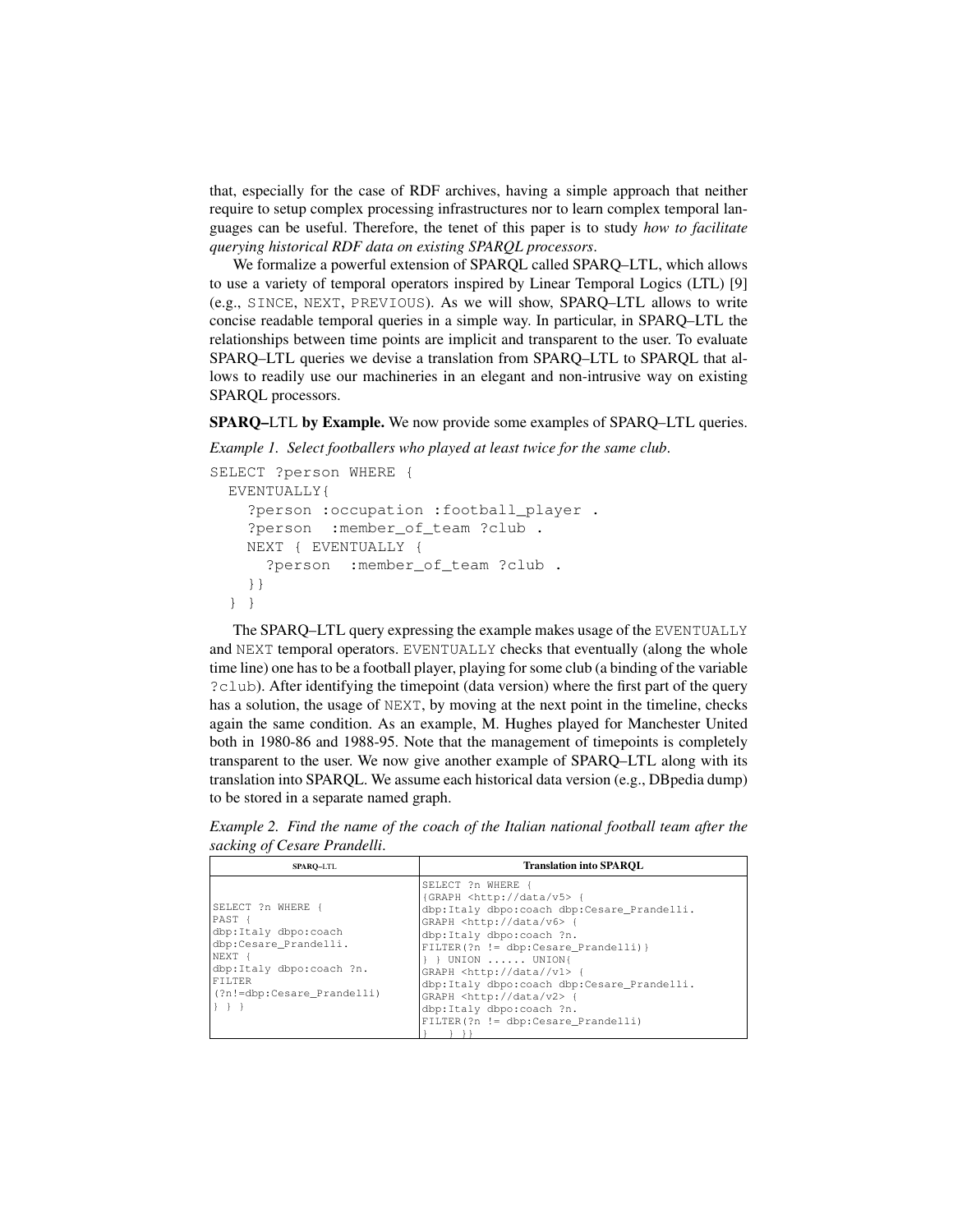that, especially for the case of RDF archives, having a simple approach that neither require to setup complex processing infrastructures nor to learn complex temporal languages can be useful. Therefore, the tenet of this paper is to study *how to facilitate querying historical RDF data on existing SPARQL processors*.

We formalize a powerful extension of SPARQL called SPARQ–LTL, which allows to use a variety of temporal operators inspired by Linear Temporal Logics (LTL) [9] (e.g., SINCE, NEXT, PREVIOUS). As we will show, SPARQ–LTL allows to write concise readable temporal queries in a simple way. In particular, in SPARQ–LTL the relationships between time points are implicit and transparent to the user. To evaluate SPARQ–LTL queries we devise a translation from SPARQ–LTL to SPARQL that allows to readily use our machineries in an elegant and non-intrusive way on existing SPARQL processors.

**SPARQ–LTL by Example.** We now provide some examples of SPARQ–LTL queries.

*Example 1. Select footballers who played at least twice for the same club.*

```
SELECT ?person WHERE {
  EVENTUALLY{
    ?person :occupation :football_player .
    ?person  :member_of_team ?club .
    NEXT { EVENTUALLY {
      ?person  :member_of_team ?club .
    }}
  } }
```

The SPARQ–LTL query expressing the example makes usage of the EVENTUALLY and NEXT temporal operators. EVENTUALLY checks that eventually (along the whole time line) one has to be a football player, playing for some club (a binding of the variable ?club). After identifying the timepoint (data version) where the first part of the query has a solution, the usage of NEXT, by moving at the next point in the timeline, checks again the same condition. As an example, M. Hughes played for Manchester United both in 1980-86 and 1988-95. Note that the management of timepoints is completely transparent to the user. We now give another example of SPARQ–LTL along with its translation into SPARQL. We assume each historical data version (e.g., DBpedia dump) to be stored in a separate named graph.

*Example 2. Find the name of the coach of the Italian national football team after the sacking of Cesare Prandelli.*

| SPARQ–LTL | Translation into SPARQL |
|---|---|
| SELECT ?n WHERE { PAST { dbp:Italy dbpo:coach dbp:Cesare_Prandelli. NEXT { dbp:Italy dbpo:coach ?n. FILTER (?n!=dbp:Cesare_Prandelli) } } } | SELECT ?n WHERE { {GRAPH <http://data/v5> { dbp:Italy dbpo:coach dbp:Cesare_Prandelli. GRAPH <http://data/v6> { dbp:Italy dbpo:coach ?n. FILTER(?n != dbp:Cesare_Prandelli)} } } UNION ...... UNION{ GRAPH <http://data//v1> { dbp:Italy dbpo:coach dbp:Cesare_Prandelli. GRAPH <http://data/v2> { dbp:Italy dbpo:coach ?n. FILTER(?n != dbp:Cesare_Prandelli) } } }} |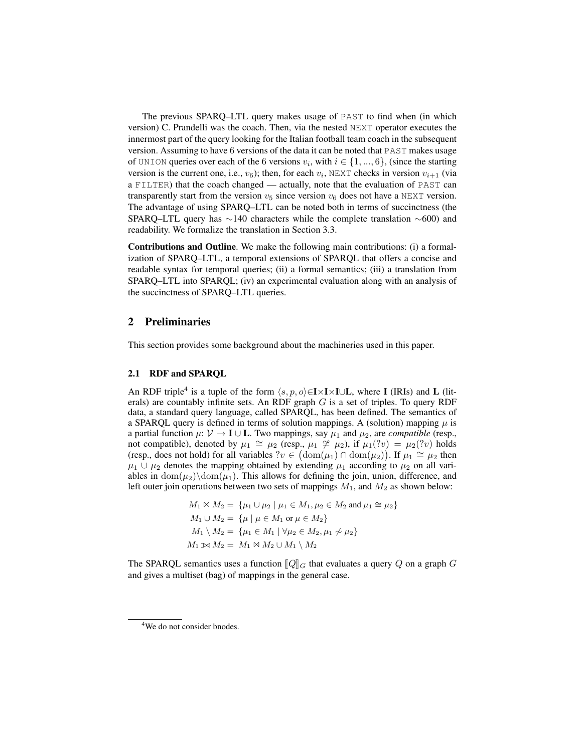The previous SPARQ–LTL query makes usage of PAST to find when (in which version) C. Prandelli was the coach. Then, via the nested NEXT operator executes the innermost part of the query looking for the Italian football team coach in the subsequent version. Assuming to have 6 versions of the data it can be noted that PAST makes usage of UNION queries over each of the 6 versions $v_i$, with $i \in \{1, ..., 6\}$, (since the starting version is the current one, i.e., $v_6$); then, for each $v_i$, NEXT checks in version $v_{i+1}$ (via a FILTER) that the coach changed — actually, note that the evaluation of PAST can transparently start from the version $v_5$ since version $v_6$ does not have a NEXT version. The advantage of using SPARQ–LTL can be noted both in terms of succinctness (the SPARQ–LTL query has ∼140 characters while the complete translation ∼600) and readability. We formalize the translation in Section 3.3.

**Contributions and Outline**. We make the following main contributions: (i) a formalization of SPARQ–LTL, a temporal extensions of SPARQL that offers a concise and readable syntax for temporal queries; (ii) a formal semantics; (iii) a translation from SPARQ–LTL into SPARQL; (iv) an experimental evaluation along with an analysis of the succinctness of SPARQ–LTL queries.

## 2 Preliminaries

This section provides some background about the machineries used in this paper.

### 2.1 RDF and SPARQL

An RDF triple[4] is a tuple of the form $\langle s, p, o \rangle \in \mathbf{I} \times \mathbf{I} \times \mathbf{I} \cup \mathbf{L}$, where $\mathbf{I}$ (IRIs) and $\mathbf{L}$ (literals) are countably infinite sets. An RDF graph $G$ is a set of triples. To query RDF data, a standard query language, called SPARQL, has been defined. The semantics of a SPARQL query is defined in terms of solution mappings. A (solution) mapping $\mu$ is a partial function $\mu$: $\mathcal{V} \rightarrow \mathbf{I} \cup \mathbf{L}$. Two mappings, say $\mu_1$ and $\mu_2$, are *compatible* (resp., not compatible), denoted by $\mu_1 \cong \mu_2$ (resp., $\mu_1 \ncong \mu_2$), if $\mu_1(?v) = \mu_2(?v)$ holds (resp., does not hold) for all variables $?v \in (\mathrm{dom}(\mu_1) \cap \mathrm{dom}(\mu_2))$. If $\mu_1 \cong \mu_2$ then $\mu_1 \cup \mu_2$ denotes the mapping obtained by extending $\mu_1$ according to $\mu_2$ on all variables in $\mathrm{dom}(\mu_2) \backslash \mathrm{dom}(\mu_1)$. This allows for defining the join, union, difference, and left outer join operations between two sets of mappings $M_1$, and $M_2$ as shown below:

$$
\begin{aligned}
M_1 \bowtie M_2 &= \{\mu_1 \cup \mu_2 \mid \mu_1 \in M_1, \mu_2 \in M_2 \text{ and } \mu_1 \cong \mu_2\} \\
M_1 \cup M_2 &= \{\mu \mid \mu \in M_1 \text{ or } \mu \in M_2\} \\
M_1 \setminus M_2 &= \{\mu_1 \in M_1 \mid \forall \mu_2 \in M_2, \mu_1 \not\sim \mu_2\} \\
M_1 ⟕ M_2 &= M_1 \bowtie M_2 \cup M_1 \setminus M_2
\end{aligned}
$$

The SPARQL semantics uses a function $[\![Q]\!]_G$ that evaluates a query $Q$ on a graph $G$ and gives a multiset (bag) of mappings in the general case.

[4]We do not consider bnodes.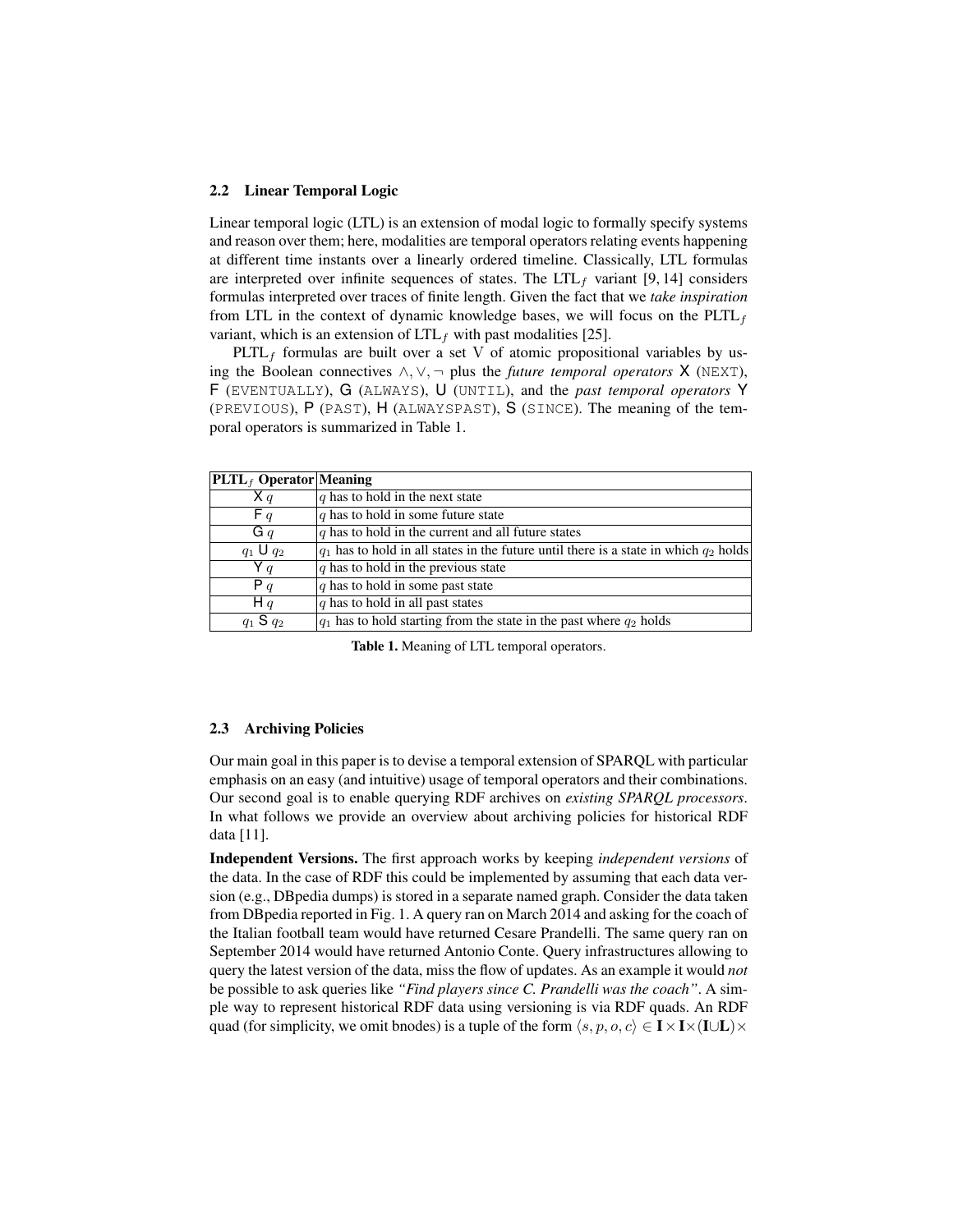### 2.2 Linear Temporal Logic

Linear temporal logic (LTL) is an extension of modal logic to formally specify systems and reason over them; here, modalities are temporal operators relating events happening at different time instants over a linearly ordered timeline. Classically, LTL formulas are interpreted over infinite sequences of states. The $\text{LTL}_f$ variant [9, 14] considers formulas interpreted over traces of finite length. Given the fact that we *take inspiration* from LTL in the context of dynamic knowledge bases, we will focus on the $\text{PLTL}_f$ variant, which is an extension of $\text{LTL}_f$ with past modalities [25].

$\text{PLTL}_f$ formulas are built over a set V of atomic propositional variables by using the Boolean connectives $\wedge, \vee, \neg$ plus the *future temporal operators* $\mathsf{X}$ (NEXT), $\mathsf{F}$ (EVENTUALLY), $\mathsf{G}$ (ALWAYS), $\mathsf{U}$ (UNTIL), and the *past temporal operators* $\mathsf{Y}$ (PREVIOUS), $\mathsf{P}$ (PAST), $\mathsf{H}$ (ALWAYSPAST), $\mathsf{S}$ (SINCE). The meaning of the temporal operators is summarized in Table 1.

| $\text{PLTL}_f$ Operator | Meaning |
|---|---|
| $\mathsf{X}\, q$ | $q$ has to hold in the next state |
| $\mathsf{F}\, q$ | $q$ has to hold in some future state |
| $\mathsf{G}\, q$ | $q$ has to hold in the current and all future states |
| $q_1\ \mathsf{U}\ q_2$ | $q_1$ has to hold in all states in the future until there is a state in which $q_2$ holds |
| $\mathsf{Y}\, q$ | $q$ has to hold in the previous state |
| $\mathsf{P}\, q$ | $q$ has to hold in some past state |
| $\mathsf{H}\, q$ | $q$ has to hold in all past states |
| $q_1\ \mathsf{S}\ q_2$ | $q_1$ has to hold starting from the state in the past where $q_2$ holds |

**Table 1.** Meaning of LTL temporal operators.

### 2.3 Archiving Policies

Our main goal in this paper is to devise a temporal extension of SPARQL with particular emphasis on an easy (and intuitive) usage of temporal operators and their combinations. Our second goal is to enable querying RDF archives on *existing SPARQL processors*. In what follows we provide an overview about archiving policies for historical RDF data [11].

**Independent Versions.** The first approach works by keeping *independent versions* of the data. In the case of RDF this could be implemented by assuming that each data version (e.g., DBpedia dumps) is stored in a separate named graph. Consider the data taken from DBpedia reported in Fig. 1. A query ran on March 2014 and asking for the coach of the Italian football team would have returned Cesare Prandelli. The same query ran on September 2014 would have returned Antonio Conte. Query infrastructures allowing to query the latest version of the data, miss the flow of updates. As an example it would *not* be possible to ask queries like *"Find players since C. Prandelli was the coach"*. A simple way to represent historical RDF data using versioning is via RDF quads. An RDF quad (for simplicity, we omit bnodes) is a tuple of the form $\langle s, p, o, c\rangle \in \mathbf{I} \times \mathbf{I} \times (\mathbf{I} \cup \mathbf{L}) \times$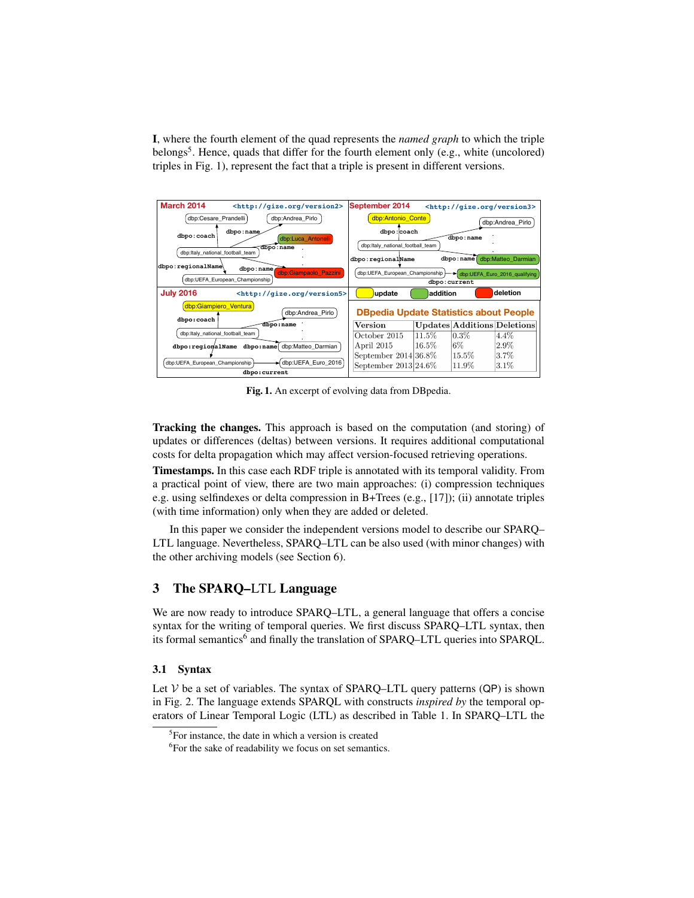**I**, where the fourth element of the quad represents the *named graph* to which the triple belongs[5]. Hence, quads that differ for the fourth element only (e.g., white (uncolored) triples in Fig. 1), represent the fact that a triple is present in different versions.

**DBpedia Update Statistics about People**

| Version | Updates | Additions | Deletions |
|---|---|---|---|
| October 2015 | 11.5% | 0.3% | 4.4% |
| April 2015 | 16.5% | 6% | 2.9% |
| September 2014 | 36.8% | 15.5% | 3.7% |
| September 2013 | 24.6% | 11.9% | 3.1% |

**Fig. 1.** An excerpt of evolving data from DBpedia.

**Tracking the changes.** This approach is based on the computation (and storing) of updates or differences (deltas) between versions. It requires additional computational costs for delta propagation which may affect version-focused retrieving operations.

**Timestamps.** In this case each RDF triple is annotated with its temporal validity. From a practical point of view, there are two main approaches: (i) compression techniques e.g. using selfindexes or delta compression in B+Trees (e.g., [17]); (ii) annotate triples (with time information) only when they are added or deleted.

In this paper we consider the independent versions model to describe our SPARQ–LTL language. Nevertheless, SPARQ–LTL can be also used (with minor changes) with the other archiving models (see Section 6).

## 3 The SPARQ–LTL Language

We are now ready to introduce SPARQ–LTL, a general language that offers a concise syntax for the writing of temporal queries. We first discuss SPARQ–LTL syntax, then its formal semantics[6] and finally the translation of SPARQ–LTL queries into SPARQL.

### 3.1 Syntax

Let $\mathcal{V}$ be a set of variables. The syntax of SPARQ–LTL query patterns (QP) is shown in Fig. 2. The language extends SPARQL with constructs *inspired by* the temporal operators of Linear Temporal Logic (LTL) as described in Table 1. In SPARQ–LTL the

[5] For instance, the date in which a version is created

[6] For the sake of readability we focus on set semantics.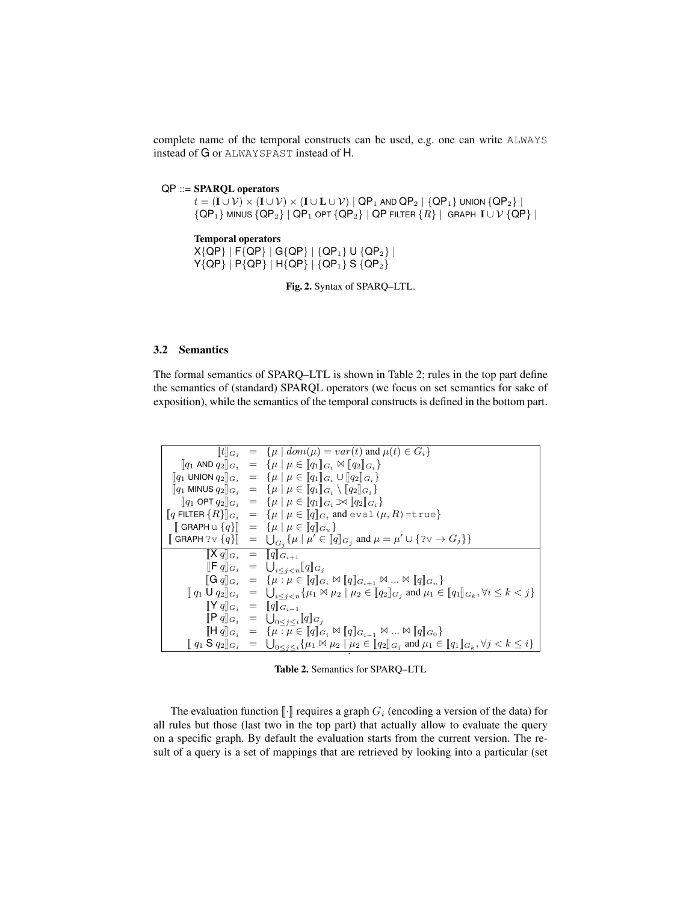complete name of the temporal constructs can be used, e.g. one can write `ALWAYS` instead of G or `ALWAYSPAST` instead of H.

$$
\begin{aligned}
\mathsf{QP} ::= \;& \textbf{SPARQL operators} \\
& t = (\mathbf{I} \cup \mathcal{V}) \times (\mathbf{I} \cup \mathcal{V}) \times (\mathbf{I} \cup \mathbf{L} \cup \mathcal{V}) \mid \mathsf{QP}_1 \text{ AND } \mathsf{QP}_2 \mid \{\mathsf{QP}_1\} \text{ UNION } \{\mathsf{QP}_2\} \mid \\
& \{\mathsf{QP}_1\} \text{ MINUS } \{\mathsf{QP}_2\} \mid \mathsf{QP}_1 \text{ OPT } \{\mathsf{QP}_2\} \mid \mathsf{QP} \text{ FILTER } \{R\} \mid \text{ GRAPH } \mathbf{I} \cup \mathcal{V} \; \{\mathsf{QP}\} \mid \\
& \textbf{Temporal operators} \\
& \mathsf{X}\{\mathsf{QP}\} \mid \mathsf{F}\{\mathsf{QP}\} \mid \mathsf{G}\{\mathsf{QP}\} \mid \{\mathsf{QP}_1\} \; \mathsf{U} \; \{\mathsf{QP}_2\} \mid \\
& \mathsf{Y}\{\mathsf{QP}\} \mid \mathsf{P}\{\mathsf{QP}\} \mid \mathsf{H}\{\mathsf{QP}\} \mid \{\mathsf{QP}_1\} \; \mathsf{S} \; \{\mathsf{QP}_2\}
\end{aligned}
$$

**Fig. 2.** Syntax of SPARQ–LTL.

### 3.2 Semantics

The formal semantics of SPARQ–LTL is shown in Table 2; rules in the top part define the semantics of (standard) SPARQL operators (we focus on set semantics for sake of exposition), while the semantics of the temporal constructs is defined in the bottom part.

$$
\begin{array}{rcl}
[\![t]\!]_{G_i} & = & \{\mu \mid dom(\mu) = var(t) \text{ and } \mu(t) \in G_i\} \\
[\![q_1 \text{ AND } q_2]\!]_{G_i} & = & \{\mu \mid \mu \in [\![q_1]\!]_{G_i} \bowtie [\![q_2]\!]_{G_i}\} \\
[\![q_1 \text{ UNION } q_2]\!]_{G_i} & = & \{\mu \mid \mu \in [\![q_1]\!]_{G_i} \cup [\![q_2]\!]_{G_i}\} \\
[\![q_1 \text{ MINUS } q_2]\!]_{G_i} & = & \{\mu \mid \mu \in [\![q_1]\!]_{G_i} \setminus [\![q_2]\!]_{G_i}\} \\
[\![q_1 \text{ OPT } q_2]\!]_{G_i} & = & \{\mu \mid \mu \in [\![q_1]\!]_{G_i} ⟕ [\![q_2]\!]_{G_i}\} \\
[\![q \text{ FILTER } \{R\}]\!]_{G_i} & = & \{\mu \mid \mu \in [\![q]\!]_{G_i} \text{ and } \texttt{eval}(\mu, R) = \texttt{true}\} \\
[\![\text{ GRAPH } \texttt{u} \; \{q\}]\!] & = & \{\mu \mid \mu \in [\![q]\!]_{G_u}\} \\
[\![\text{ GRAPH } \texttt{?v} \; \{q\}]\!] & = & \bigcup_{G_j} \{\mu \mid \mu' \in [\![q]\!]_{G_j} \text{ and } \mu = \mu' \cup \{\texttt{?v} \rightarrow G_j\}\} \\
\hline
[\![\mathsf{X}\, q]\!]_{G_i} & = & [\![q]\!]_{G_{i+1}} \\
[\![\mathsf{F}\, q]\!]_{G_i} & = & \bigcup_{i \leq j < n} [\![q]\!]_{G_j} \\
[\![\mathsf{G}\, q]\!]_{G_i} & = & \{\mu : \mu \in [\![q]\!]_{G_i} \bowtie [\![q]\!]_{G_{i+1}} \bowtie \ldots \bowtie [\![q]\!]_{G_n}\} \\
[\![\; q_1 \; \mathsf{U} \; q_2]\!]_{G_i} & = & \bigcup_{i \leq j < n} \{\mu_1 \bowtie \mu_2 \mid \mu_2 \in [\![q_2]\!]_{G_j} \text{ and } \mu_1 \in [\![q_1]\!]_{G_k}, \forall i \leq k < j\} \\
[\![\mathsf{Y}\, q]\!]_{G_i} & = & [\![q]\!]_{G_{i-1}} \\
[\![\mathsf{P}\, q]\!]_{G_i} & = & \bigcup_{0 \leq j \leq i} [\![q]\!]_{G_j} \\
[\![\mathsf{H}\, q]\!]_{G_i} & = & \{\mu : \mu \in [\![q]\!]_{G_i} \bowtie [\![q]\!]_{G_{i-1}} \bowtie \ldots \bowtie [\![q]\!]_{G_0}\} \\
[\![\; q_1 \; \mathsf{S} \; q_2]\!]_{G_i} & = & \bigcup_{0 \leq j \leq i} \{\mu_1 \bowtie \mu_2 \mid \mu_2 \in [\![q_2]\!]_{G_j} \text{ and } \mu_1 \in [\![q_1]\!]_{G_k}, \forall j < k \leq i\}
\end{array}
$$

**Table 2.** Semantics for SPARQ–LTL

The evaluation function $[\![\cdot]\!]$ requires a graph $G_i$ (encoding a version of the data) for all rules but those (last two in the top part) that actually allow to evaluate the query on a specific graph. By default the evaluation starts from the current version. The result of a query is a set of mappings that are retrieved by looking into a particular (set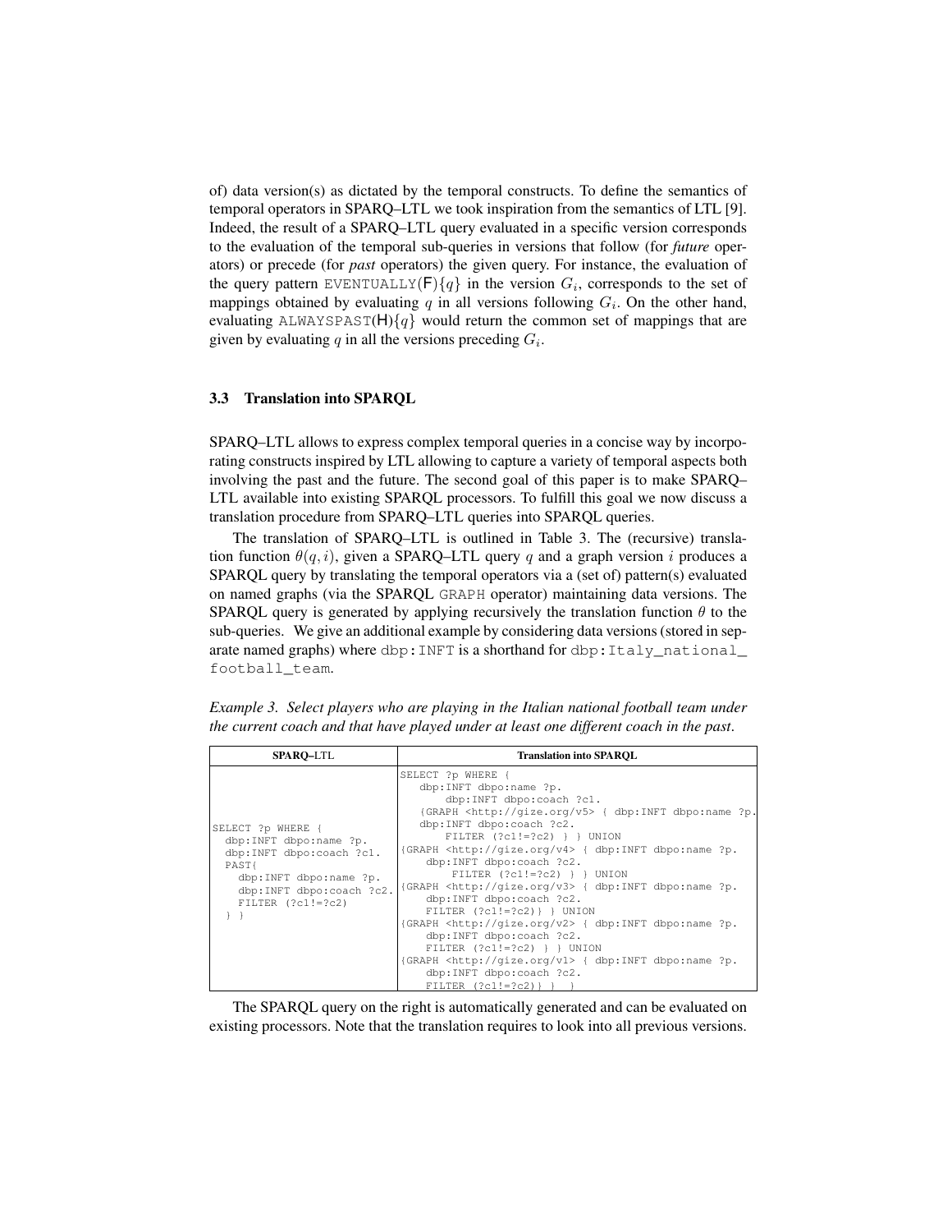of) data version(s) as dictated by the temporal constructs. To define the semantics of temporal operators in SPARQ–LTL we took inspiration from the semantics of LTL [9]. Indeed, the result of a SPARQ–LTL query evaluated in a specific version corresponds to the evaluation of the temporal sub-queries in versions that follow (for *future* operators) or precede (for *past* operators) the given query. For instance, the evaluation of the query pattern EVENTUALLY($\mathsf{F}$)$\{q\}$ in the version $G_i$, corresponds to the set of mappings obtained by evaluating $q$ in all versions following $G_i$. On the other hand, evaluating ALWAYSPAST($\mathsf{H}$)$\{q\}$ would return the common set of mappings that are given by evaluating $q$ in all the versions preceding $G_i$.

### 3.3 Translation into SPARQL

SPARQ–LTL allows to express complex temporal queries in a concise way by incorporating constructs inspired by LTL allowing to capture a variety of temporal aspects both involving the past and the future. The second goal of this paper is to make SPARQ–LTL available into existing SPARQL processors. To fulfill this goal we now discuss a translation procedure from SPARQ–LTL queries into SPARQL queries.

The translation of SPARQ–LTL is outlined in Table 3. The (recursive) translation function $\theta(q, i)$, given a SPARQ–LTL query $q$ and a graph version $i$ produces a SPARQL query by translating the temporal operators via a (set of) pattern(s) evaluated on named graphs (via the SPARQL GRAPH operator) maintaining data versions. The SPARQL query is generated by applying recursively the translation function $\theta$ to the sub-queries. We give an additional example by considering data versions (stored in separate named graphs) where dbp:INFT is a shorthand for dbp:Italy_national_football_team.

*Example 3. Select players who are playing in the Italian national football team under the current coach and that have played under at least one different coach in the past.*

**SPARQ–LTL**

```
SELECT ?p WHERE {
  dbp:INFT dbpo:name ?p.
  dbp:INFT dbpo:coach ?c1.
  PAST{
    dbp:INFT dbpo:name ?p.
    dbp:INFT dbpo:coach ?c2.
    FILTER (?c1!=?c2)
  } }
```

**Translation into SPARQL**

```
SELECT ?p WHERE {
   dbp:INFT dbpo:name ?p.
       dbp:INFT dbpo:coach ?c1.
   {GRAPH <http://gize.org/v5> { dbp:INFT dbpo:name ?p.
   dbp:INFT dbpo:coach ?c2.
       FILTER (?c1!=?c2) } } UNION
{GRAPH <http://gize.org/v4> { dbp:INFT dbpo:name ?p.
    dbp:INFT dbpo:coach ?c2.
       FILTER (?c1!=?c2) } } UNION
{GRAPH <http://gize.org/v3> { dbp:INFT dbpo:name ?p.
    dbp:INFT dbpo:coach ?c2.
    FILTER (?c1!=?c2)} } UNION
{GRAPH <http://gize.org/v2> { dbp:INFT dbpo:name ?p.
    dbp:INFT dbpo:coach ?c2.
    FILTER (?c1!=?c2) } } UNION
{GRAPH <http://gize.org/v1> { dbp:INFT dbpo:name ?p.
    dbp:INFT dbpo:coach ?c2.
    FILTER (?c1!=?c2)} }  }
```

The SPARQL query on the right is automatically generated and can be evaluated on existing processors. Note that the translation requires to look into all previous versions.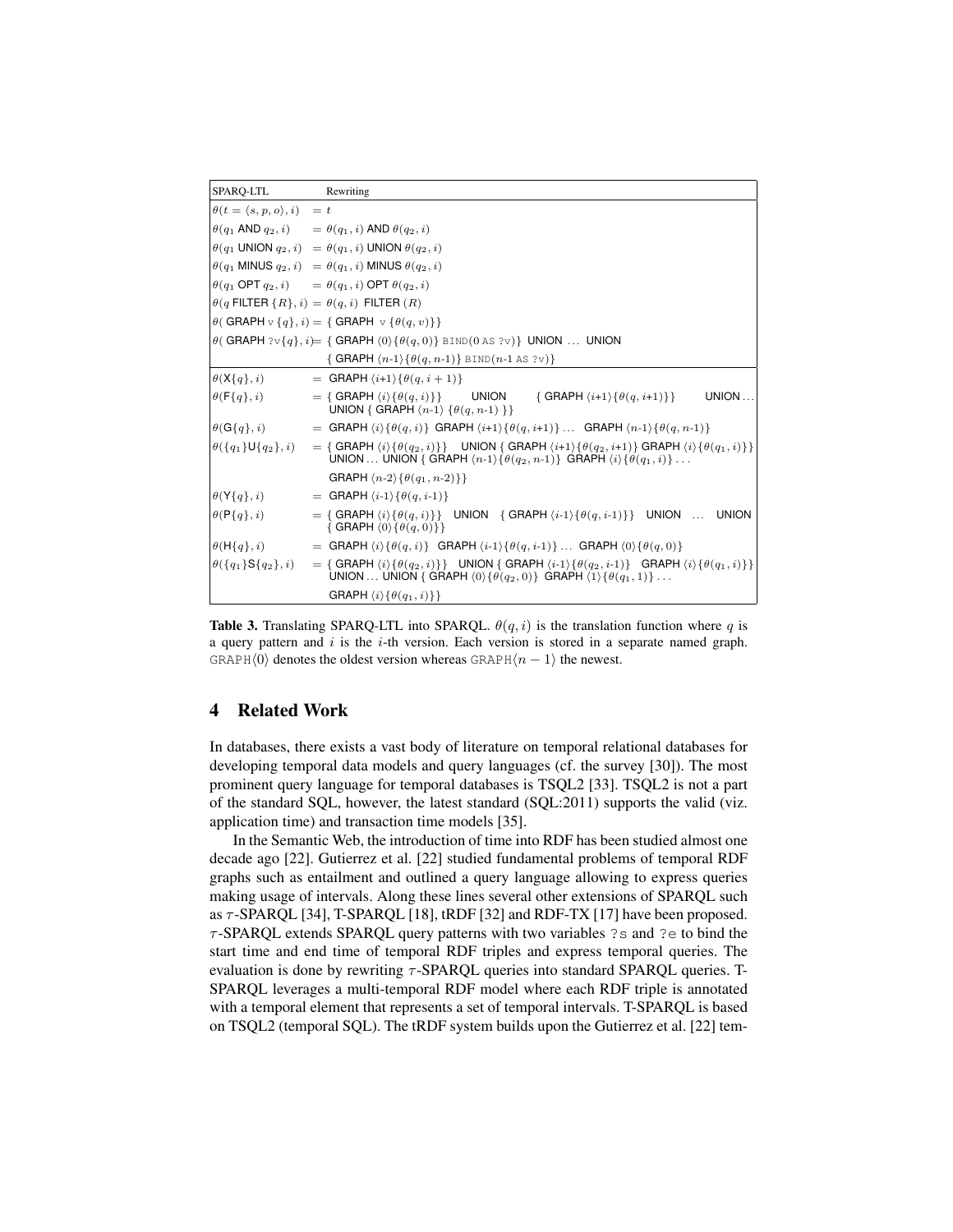| SPARQ-LTL | Rewriting |
|---|---|
| $\theta(t = \langle s, p, o \rangle, i)$ | $= t$ |
| $\theta(q_1$ AND $q_2, i)$ | $= \theta(q_1, i)$ AND $\theta(q_2, i)$ |
| $\theta(q_1$ UNION $q_2, i)$ | $= \theta(q_1, i)$ UNION $\theta(q_2, i)$ |
| $\theta(q_1$ MINUS $q_2, i)$ | $= \theta(q_1, i)$ MINUS $\theta(q_2, i)$ |
| $\theta(q_1$ OPT $q_2, i)$ | $= \theta(q_1, i)$ OPT $\theta(q_2, i)$ |
| $\theta(q$ FILTER $\{R\}, i)$ | $= \theta(q, i)$ FILTER $(R)$ |
| $\theta($ GRAPH v $\{q\}, i)$ | $=$ { GRAPH v $\{\theta(q, v)\}$} |
| $\theta($ GRAPH ?v $\{q\}, i)$ | $=$ { GRAPH $\langle 0 \rangle \{\theta(q, 0)\}$ BIND(0 AS ?v)} UNION ... UNION { GRAPH $\langle n\text{-}1 \rangle \{\theta(q, n\text{-}1)\}$ BIND($n$-1 AS ?v)} |
| $\theta(\mathsf{X}\{q\}, i)$ | $=$ GRAPH $\langle i\text{+}1 \rangle \{\theta(q, i+1)\}$ |
| $\theta(\mathsf{F}\{q\}, i)$ | $=$ { GRAPH $\langle i \rangle \{\theta(q, i)\}$} UNION { GRAPH $\langle i\text{+}1 \rangle \{\theta(q, i\text{+}1)\}$} UNION ... UNION { GRAPH $\langle n\text{-}1 \rangle$ $\{\theta(q, n\text{-}1)$ }} |
| $\theta(\mathsf{G}\{q\}, i)$ | $=$ GRAPH $\langle i \rangle \{\theta(q, i)\}$ GRAPH $\langle i\text{+}1 \rangle \{\theta(q, i\text{+}1)\}$ ... GRAPH $\langle n\text{-}1 \rangle \{\theta(q, n\text{-}1)\}$ |
| $\theta(\{q_1\}\mathsf{U}\{q_2\}, i)$ | $=$ { GRAPH $\langle i \rangle \{\theta(q_2, i)\}$} UNION { GRAPH $\langle i\text{+}1 \rangle \{\theta(q_2, i\text{+}1)\}$ GRAPH $\langle i \rangle \{\theta(q_1, i)\}$} UNION ... UNION { GRAPH $\langle n\text{-}1 \rangle \{\theta(q_2, n\text{-}1)\}$ GRAPH $\langle i \rangle \{\theta(q_1, i)\}$ ... GRAPH $\langle n\text{-}2 \rangle \{\theta(q_1, n\text{-}2)\}$} |
| $\theta(\mathsf{Y}\{q\}, i)$ | $=$ GRAPH $\langle i\text{-}1 \rangle \{\theta(q, i\text{-}1)\}$ |
| $\theta(\mathsf{P}\{q\}, i)$ | $=$ { GRAPH $\langle i \rangle \{\theta(q, i)\}$} UNION { GRAPH $\langle i\text{-}1 \rangle \{\theta(q, i\text{-}1)\}$} UNION ... UNION { GRAPH $\langle 0 \rangle \{\theta(q, 0)\}$} |
| $\theta(\mathsf{H}\{q\}, i)$ | $=$ GRAPH $\langle i \rangle \{\theta(q, i)\}$ GRAPH $\langle i\text{-}1 \rangle \{\theta(q, i\text{-}1)\}$ ... GRAPH $\langle 0 \rangle \{\theta(q, 0)\}$ |
| $\theta(\{q_1\}\mathsf{S}\{q_2\}, i)$ | $=$ { GRAPH $\langle i \rangle \{\theta(q_2, i)\}$} UNION { GRAPH $\langle i\text{-}1 \rangle \{\theta(q_2, i\text{-}1)\}$ GRAPH $\langle i \rangle \{\theta(q_1, i)\}$} UNION ... UNION { GRAPH $\langle 0 \rangle \{\theta(q_2, 0)\}$ GRAPH $\langle 1 \rangle \{\theta(q_1, 1)\}$ ... GRAPH $\langle i \rangle \{\theta(q_1, i)\}$} |

**Table 3.** Translating SPARQ-LTL into SPARQL. $\theta(q, i)$ is the translation function where $q$ is a query pattern and $i$ is the $i$-th version. Each version is stored in a separate named graph. GRAPH$\langle 0 \rangle$ denotes the oldest version whereas GRAPH$\langle n-1 \rangle$ the newest.

## 4 Related Work

In databases, there exists a vast body of literature on temporal relational databases for developing temporal data models and query languages (cf. the survey [30]). The most prominent query language for temporal databases is TSQL2 [33]. TSQL2 is not a part of the standard SQL, however, the latest standard (SQL:2011) supports the valid (viz. application time) and transaction time models [35].

In the Semantic Web, the introduction of time into RDF has been studied almost one decade ago [22]. Gutierrez et al. [22] studied fundamental problems of temporal RDF graphs such as entailment and outlined a query language allowing to express queries making usage of intervals. Along these lines several other extensions of SPARQL such as $\tau$-SPARQL [34], T-SPARQL [18], tRDF [32] and RDF-TX [17] have been proposed. $\tau$-SPARQL extends SPARQL query patterns with two variables `?s` and `?e` to bind the start time and end time of temporal RDF triples and express temporal queries. The evaluation is done by rewriting $\tau$-SPARQL queries into standard SPARQL queries. T-SPARQL leverages a multi-temporal RDF model where each RDF triple is annotated with a temporal element that represents a set of temporal intervals. T-SPARQL is based on TSQL2 (temporal SQL). The tRDF system builds upon the Gutierrez et al. [22] tem-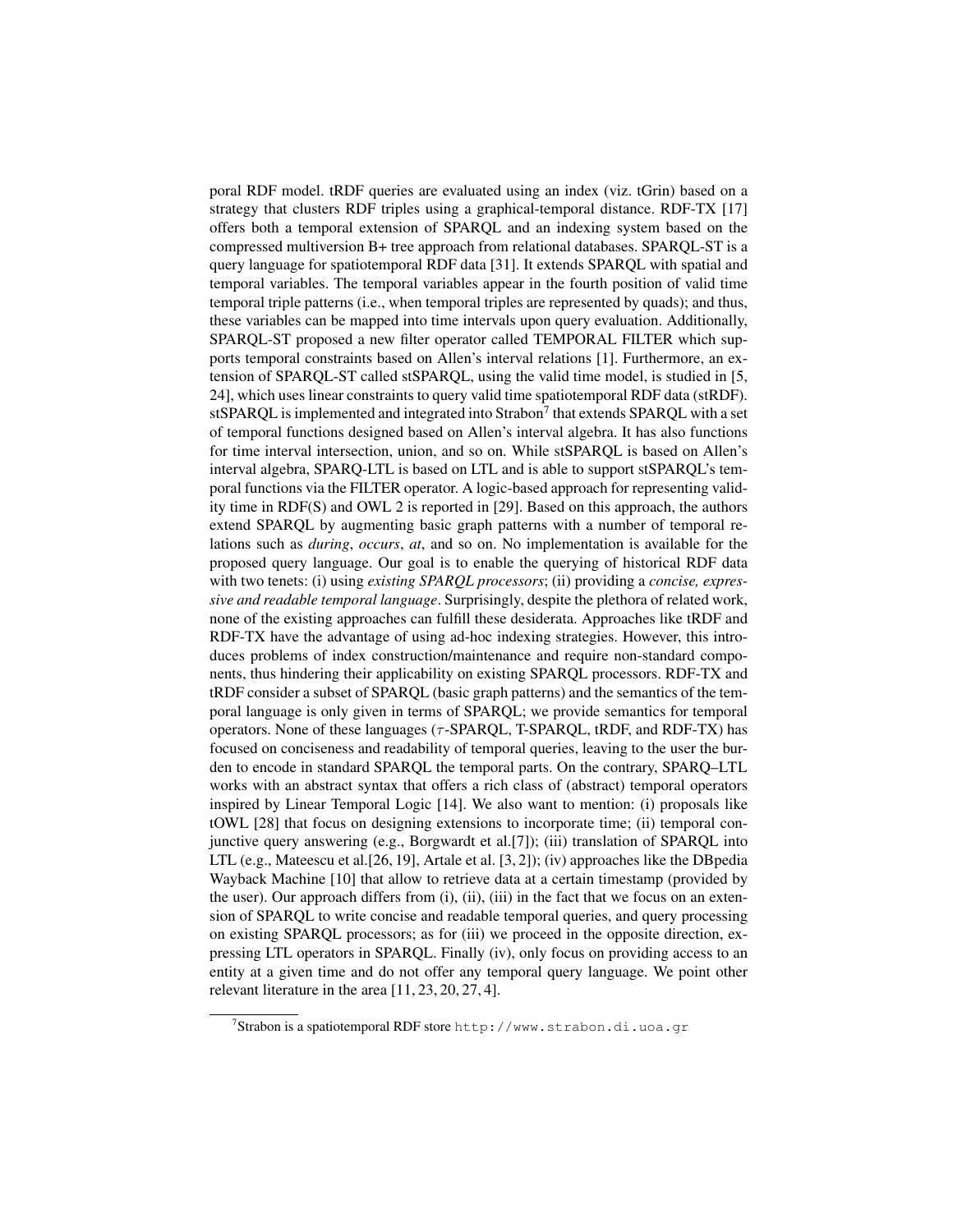poral RDF model. tRDF queries are evaluated using an index (viz. tGrin) based on a strategy that clusters RDF triples using a graphical-temporal distance. RDF-TX [17] offers both a temporal extension of SPARQL and an indexing system based on the compressed multiversion B+ tree approach from relational databases. SPARQL-ST is a query language for spatiotemporal RDF data [31]. It extends SPARQL with spatial and temporal variables. The temporal variables appear in the fourth position of valid time temporal triple patterns (i.e., when temporal triples are represented by quads); and thus, these variables can be mapped into time intervals upon query evaluation. Additionally, SPARQL-ST proposed a new filter operator called TEMPORAL FILTER which supports temporal constraints based on Allen's interval relations [1]. Furthermore, an extension of SPARQL-ST called stSPARQL, using the valid time model, is studied in [5, 24], which uses linear constraints to query valid time spatiotemporal RDF data (stRDF). stSPARQL is implemented and integrated into Strabon[7] that extends SPARQL with a set of temporal functions designed based on Allen's interval algebra. It has also functions for time interval intersection, union, and so on. While stSPARQL is based on Allen's interval algebra, SPARQ-LTL is based on LTL and is able to support stSPARQL's temporal functions via the FILTER operator. A logic-based approach for representing validity time in RDF(S) and OWL 2 is reported in [29]. Based on this approach, the authors extend SPARQL by augmenting basic graph patterns with a number of temporal relations such as *during*, *occurs*, *at*, and so on. No implementation is available for the proposed query language. Our goal is to enable the querying of historical RDF data with two tenets: (i) using *existing SPARQL processors*; (ii) providing a *concise, expressive and readable temporal language*. Surprisingly, despite the plethora of related work, none of the existing approaches can fulfill these desiderata. Approaches like tRDF and RDF-TX have the advantage of using ad-hoc indexing strategies. However, this introduces problems of index construction/maintenance and require non-standard components, thus hindering their applicability on existing SPARQL processors. RDF-TX and tRDF consider a subset of SPARQL (basic graph patterns) and the semantics of the temporal language is only given in terms of SPARQL; we provide semantics for temporal operators. None of these languages ($\tau$-SPARQL, T-SPARQL, tRDF, and RDF-TX) has focused on conciseness and readability of temporal queries, leaving to the user the burden to encode in standard SPARQL the temporal parts. On the contrary, SPARQ–LTL works with an abstract syntax that offers a rich class of (abstract) temporal operators inspired by Linear Temporal Logic [14]. We also want to mention: (i) proposals like tOWL [28] that focus on designing extensions to incorporate time; (ii) temporal conjunctive query answering (e.g., Borgwardt et al.[7]); (iii) translation of SPARQL into LTL (e.g., Mateescu et al.[26, 19], Artale et al. [3, 2]); (iv) approaches like the DBpedia Wayback Machine [10] that allow to retrieve data at a certain timestamp (provided by the user). Our approach differs from (i), (ii), (iii) in the fact that we focus on an extension of SPARQL to write concise and readable temporal queries, and query processing on existing SPARQL processors; as for (iii) we proceed in the opposite direction, expressing LTL operators in SPARQL. Finally (iv), only focus on providing access to an entity at a given time and do not offer any temporal query language. We point other relevant literature in the area [11, 23, 20, 27, 4].

[7] Strabon is a spatiotemporal RDF store http://www.strabon.di.uoa.gr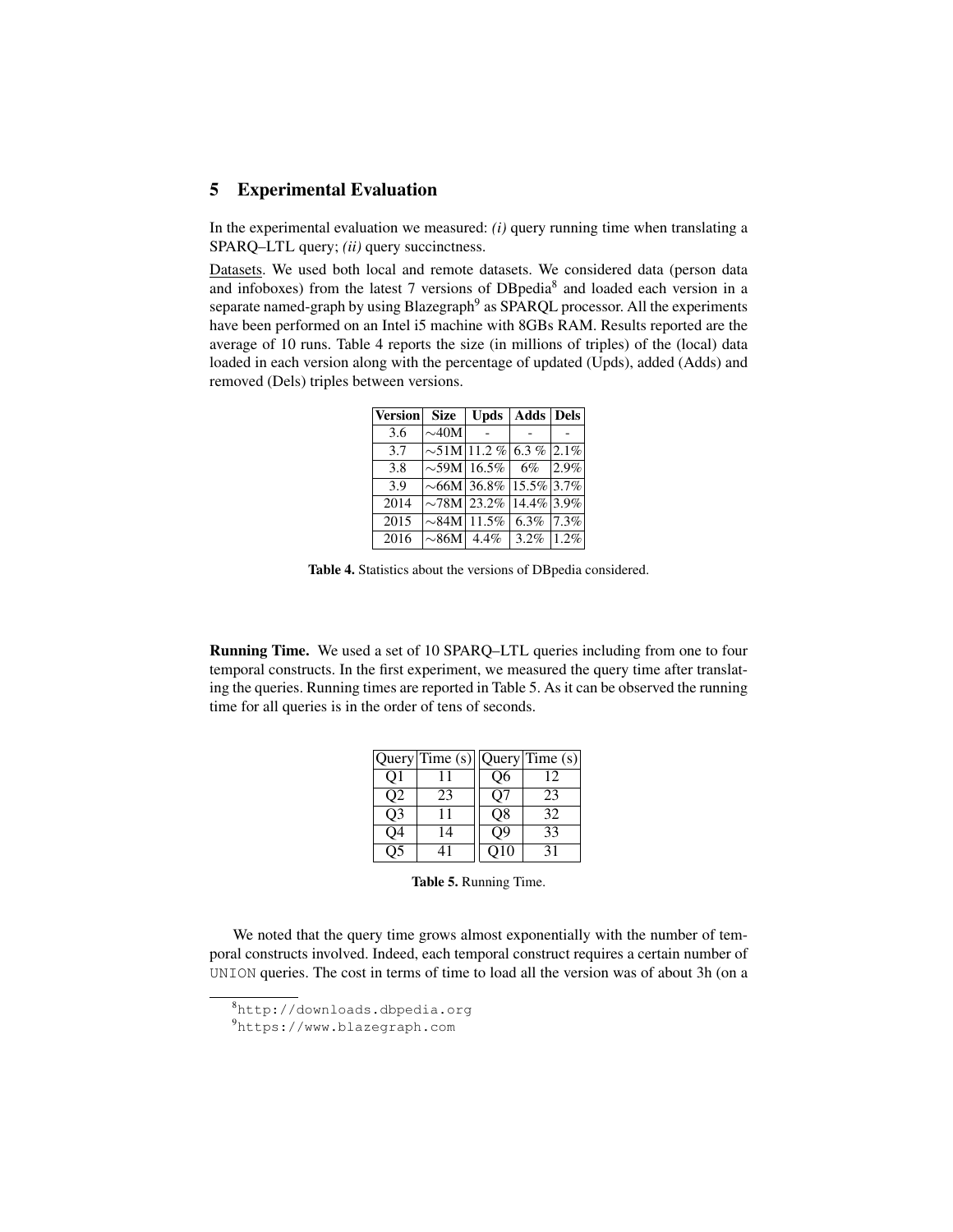## 5 Experimental Evaluation

In the experimental evaluation we measured: *(i)* query running time when translating a SPARQ–LTL query; *(ii)* query succinctness.

Datasets. We used both local and remote datasets. We considered data (person data and infoboxes) from the latest 7 versions of DBpedia[8] and loaded each version in a separate named-graph by using Blazegraph[9] as SPARQL processor. All the experiments have been performed on an Intel i5 machine with 8GBs RAM. Results reported are the average of 10 runs. Table 4 reports the size (in millions of triples) of the (local) data loaded in each version along with the percentage of updated (Upds), added (Adds) and removed (Dels) triples between versions.

| Version | Size | Upds | Adds | Dels |
|---|---|---|---|---|
| 3.6 | ∼40M | - | - | - |
| 3.7 | ∼51M | 11.2 % | 6.3 % | 2.1% |
| 3.8 | ∼59M | 16.5% | 6% | 2.9% |
| 3.9 | ∼66M | 36.8% | 15.5% | 3.7% |
| 2014 | ∼78M | 23.2% | 14.4% | 3.9% |
| 2015 | ∼84M | 11.5% | 6.3% | 7.3% |
| 2016 | ∼86M | 4.4% | 3.2% | 1.2% |

**Table 4.** Statistics about the versions of DBpedia considered.

**Running Time.** We used a set of 10 SPARQ–LTL queries including from one to four temporal constructs. In the first experiment, we measured the query time after translating the queries. Running times are reported in Table 5. As it can be observed the running time for all queries is in the order of tens of seconds.

| Query | Time (s) | Query | Time (s) |
|---|---|---|---|
| Q1 | 11 | Q6 | 12 |
| Q2 | 23 | Q7 | 23 |
| Q3 | 11 | Q8 | 32 |
| Q4 | 14 | Q9 | 33 |
| Q5 | 41 | Q10 | 31 |

**Table 5.** Running Time.

We noted that the query time grows almost exponentially with the number of temporal constructs involved. Indeed, each temporal construct requires a certain number of `UNION` queries. The cost in terms of time to load all the version was of about 3h (on a

[8] http://downloads.dbpedia.org

[9] https://www.blazegraph.com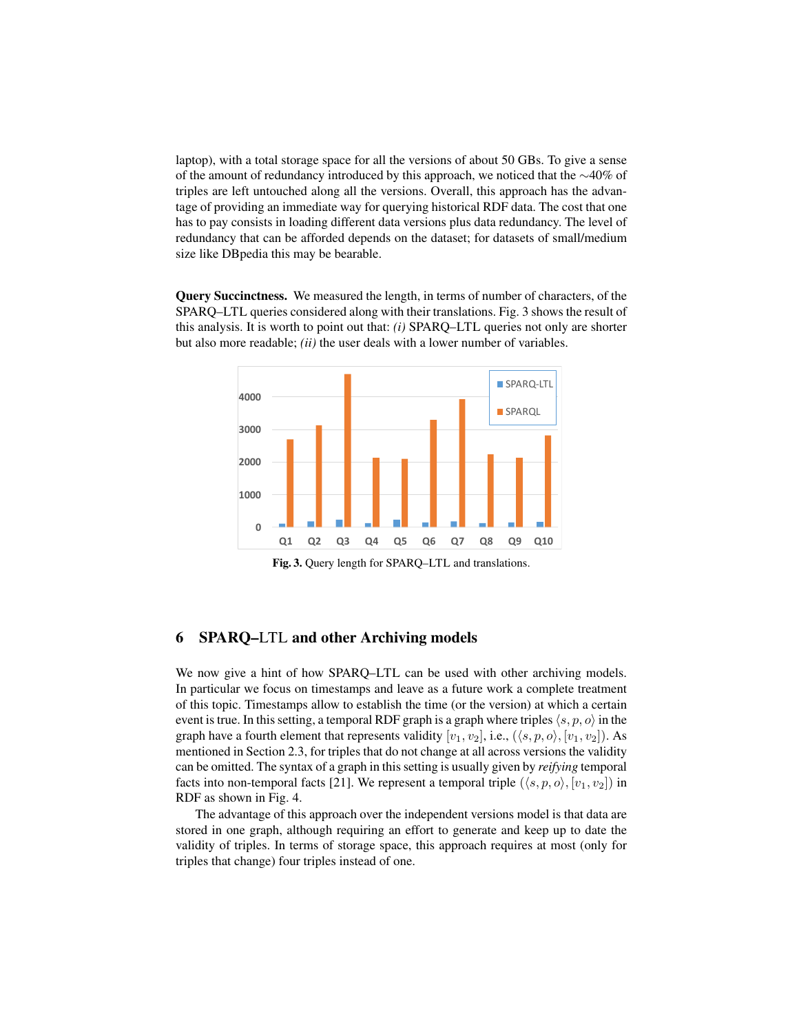laptop), with a total storage space for all the versions of about 50 GBs. To give a sense of the amount of redundancy introduced by this approach, we noticed that the $\sim$40% of triples are left untouched along all the versions. Overall, this approach has the advantage of providing an immediate way for querying historical RDF data. The cost that one has to pay consists in loading different data versions plus data redundancy. The level of redundancy that can be afforded depends on the dataset; for datasets of small/medium size like DBpedia this may be bearable.

**Query Succinctness.** We measured the length, in terms of number of characters, of the SPARQ–LTL queries considered along with their translations. Fig. 3 shows the result of this analysis. It is worth to point out that: *(i)* SPARQ–LTL queries not only are shorter but also more readable; *(ii)* the user deals with a lower number of variables.

**Fig. 3.** Query length for SPARQ–LTL and translations.

## 6 SPARQ–LTL and other Archiving models

We now give a hint of how SPARQ–LTL can be used with other archiving models. In particular we focus on timestamps and leave as a future work a complete treatment of this topic. Timestamps allow to establish the time (or the version) at which a certain event is true. In this setting, a temporal RDF graph is a graph where triples $\langle s, p, o \rangle$ in the graph have a fourth element that represents validity $[v_1, v_2]$, i.e., $(\langle s, p, o \rangle, [v_1, v_2])$. As mentioned in Section 2.3, for triples that do not change at all across versions the validity can be omitted. The syntax of a graph in this setting is usually given by *reifying* temporal facts into non-temporal facts [21]. We represent a temporal triple $(\langle s, p, o \rangle, [v_1, v_2])$ in RDF as shown in Fig. 4.

The advantage of this approach over the independent versions model is that data are stored in one graph, although requiring an effort to generate and keep up to date the validity of triples. In terms of storage space, this approach requires at most (only for triples that change) four triples instead of one.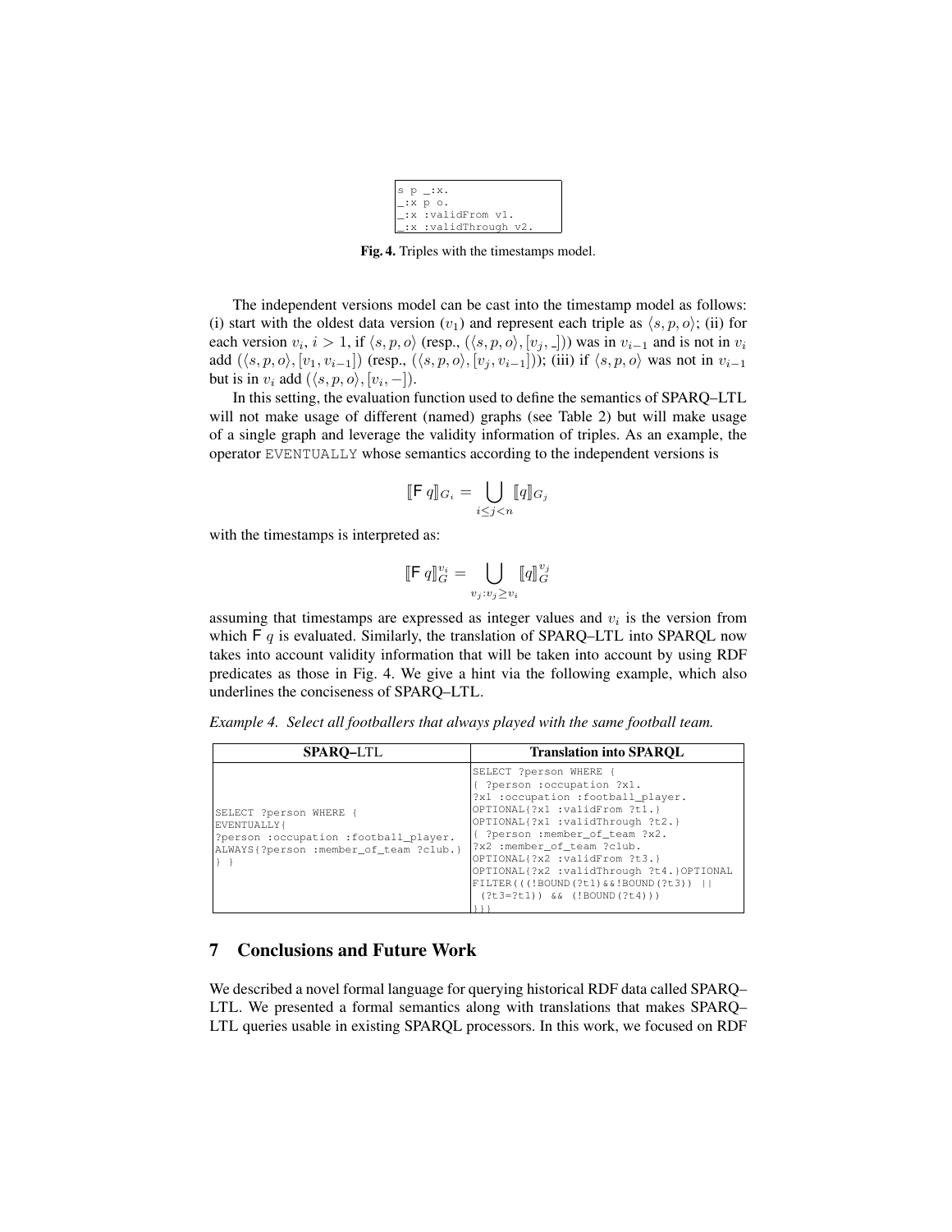```
s p _:x.
_:x p o.
_:x :validFrom v1.
_:x :validThrough v2.
```

**Fig. 4.** Triples with the timestamps model.

The independent versions model can be cast into the timestamp model as follows: (i) start with the oldest data version ($v_1$) and represent each triple as $\langle s, p, o \rangle$; (ii) for each version $v_i$, $i > 1$, if $\langle s, p, o \rangle$ (resp., $(\langle s, p, o \rangle, [v_j, \_])$) was in $v_{i-1}$ and is not in $v_i$ add $(\langle s, p, o \rangle, [v_1, v_{i-1}])$ (resp., $(\langle s, p, o \rangle, [v_j, v_{i-1}])$); (iii) if $\langle s, p, o \rangle$ was not in $v_{i-1}$ but is in $v_i$ add $(\langle s, p, o \rangle, [v_i, -])$.

In this setting, the evaluation function used to define the semantics of SPARQ–LTL will not make usage of different (named) graphs (see Table 2) but will make usage of a single graph and leverage the validity information of triples. As an example, the operator EVENTUALLY whose semantics according to the independent versions is

$$[\![\mathsf{F}\ q]\!]_{G_i} = \bigcup_{i \leq j < n} [\![q]\!]_{G_j}$$

with the timestamps is interpreted as:

$$[\![\mathsf{F}\ q]\!]_G^{v_i} = \bigcup_{v_j : v_j \geq v_i} [\![q]\!]_G^{v_j}$$

assuming that timestamps are expressed as integer values and $v_i$ is the version from which $\mathsf{F}\ q$ is evaluated. Similarly, the translation of SPARQ–LTL into SPARQL now takes into account validity information that will be taken into account by using RDF predicates as those in Fig. 4. We give a hint via the following example, which also underlines the conciseness of SPARQ–LTL.

*Example 4. Select all footballers that always played with the same football team.*

| SPARQ–LTL | Translation into SPARQL |
|---|---|
| `SELECT ?person WHERE { EVENTUALLY{ ?person :occupation :football_player. ALWAYS{?person :member_of_team ?club.} } }` | `SELECT ?person WHERE { { ?person :occupation ?x1. ?x1 :occupation :football_player. OPTIONAL{?x1 :validFrom ?t1.} OPTIONAL{?x1 :validThrough ?t2.} { ?person :member_of_team ?x2. ?x2 :member_of_team ?club. OPTIONAL{?x2 :validFrom ?t3.} OPTIONAL{?x2 :validThrough ?t4.}OPTIONAL FILTER(((!BOUND(?t1)&&!BOUND(?t3)) \|\| (?t3=?t1)) && (!BOUND(?t4))) }}}` |

## 7 Conclusions and Future Work

We described a novel formal language for querying historical RDF data called SPARQ–LTL. We presented a formal semantics along with translations that makes SPARQ–LTL queries usable in existing SPARQL processors. In this work, we focused on RDF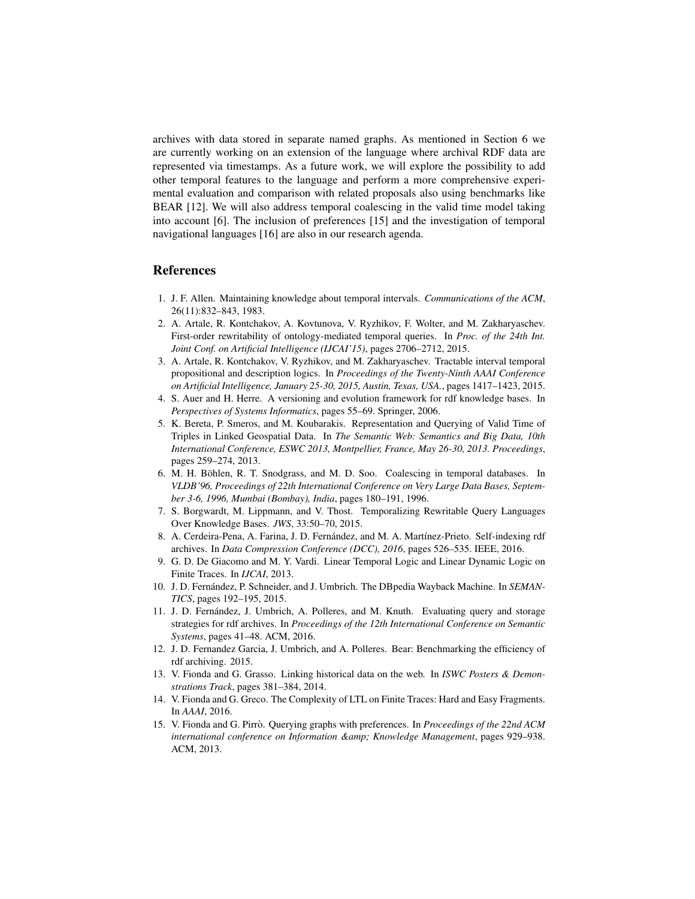archives with data stored in separate named graphs. As mentioned in Section 6 we are currently working on an extension of the language where archival RDF data are represented via timestamps. As a future work, we will explore the possibility to add other temporal features to the language and perform a more comprehensive experimental evaluation and comparison with related proposals also using benchmarks like BEAR [12]. We will also address temporal coalescing in the valid time model taking into account [6]. The inclusion of preferences [15] and the investigation of temporal navigational languages [16] are also in our research agenda.

## References

1. J. F. Allen. Maintaining knowledge about temporal intervals. *Communications of the ACM*, 26(11):832–843, 1983.
2. A. Artale, R. Kontchakov, A. Kovtunova, V. Ryzhikov, F. Wolter, and M. Zakharyaschev. First-order rewritability of ontology-mediated temporal queries. In *Proc. of the 24th Int. Joint Conf. on Artificial Intelligence (IJCAI'15)*, pages 2706–2712, 2015.
3. A. Artale, R. Kontchakov, V. Ryzhikov, and M. Zakharyaschev. Tractable interval temporal propositional and description logics. In *Proceedings of the Twenty-Ninth AAAI Conference on Artificial Intelligence, January 25-30, 2015, Austin, Texas, USA.*, pages 1417–1423, 2015.
4. S. Auer and H. Herre. A versioning and evolution framework for rdf knowledge bases. In *Perspectives of Systems Informatics*, pages 55–69. Springer, 2006.
5. K. Bereta, P. Smeros, and M. Koubarakis. Representation and Querying of Valid Time of Triples in Linked Geospatial Data. In *The Semantic Web: Semantics and Big Data, 10th International Conference, ESWC 2013, Montpellier, France, May 26-30, 2013. Proceedings*, pages 259–274, 2013.
6. M. H. Böhlen, R. T. Snodgrass, and M. D. Soo. Coalescing in temporal databases. In *VLDB'96, Proceedings of 22th International Conference on Very Large Data Bases, September 3-6, 1996, Mumbai (Bombay), India*, pages 180–191, 1996.
7. S. Borgwardt, M. Lippmann, and V. Thost. Temporalizing Rewritable Query Languages Over Knowledge Bases. *JWS*, 33:50–70, 2015.
8. A. Cerdeira-Pena, A. Farina, J. D. Fernández, and M. A. Martínez-Prieto. Self-indexing rdf archives. In *Data Compression Conference (DCC), 2016*, pages 526–535. IEEE, 2016.
9. G. D. De Giacomo and M. Y. Vardi. Linear Temporal Logic and Linear Dynamic Logic on Finite Traces. In *IJCAI*, 2013.
10. J. D. Fernández, P. Schneider, and J. Umbrich. The DBpedia Wayback Machine. In *SEMANTICS*, pages 192–195, 2015.
11. J. D. Fernández, J. Umbrich, A. Polleres, and M. Knuth. Evaluating query and storage strategies for rdf archives. In *Proceedings of the 12th International Conference on Semantic Systems*, pages 41–48. ACM, 2016.
12. J. D. Fernandez Garcia, J. Umbrich, and A. Polleres. Bear: Benchmarking the efficiency of rdf archiving. 2015.
13. V. Fionda and G. Grasso. Linking historical data on the web. In *ISWC Posters & Demonstrations Track*, pages 381–384, 2014.
14. V. Fionda and G. Greco. The Complexity of LTL on Finite Traces: Hard and Easy Fragments. In *AAAI*, 2016.
15. V. Fionda and G. Pirrò. Querying graphs with preferences. In *Proceedings of the 22nd ACM international conference on Information &amp; Knowledge Management*, pages 929–938. ACM, 2013.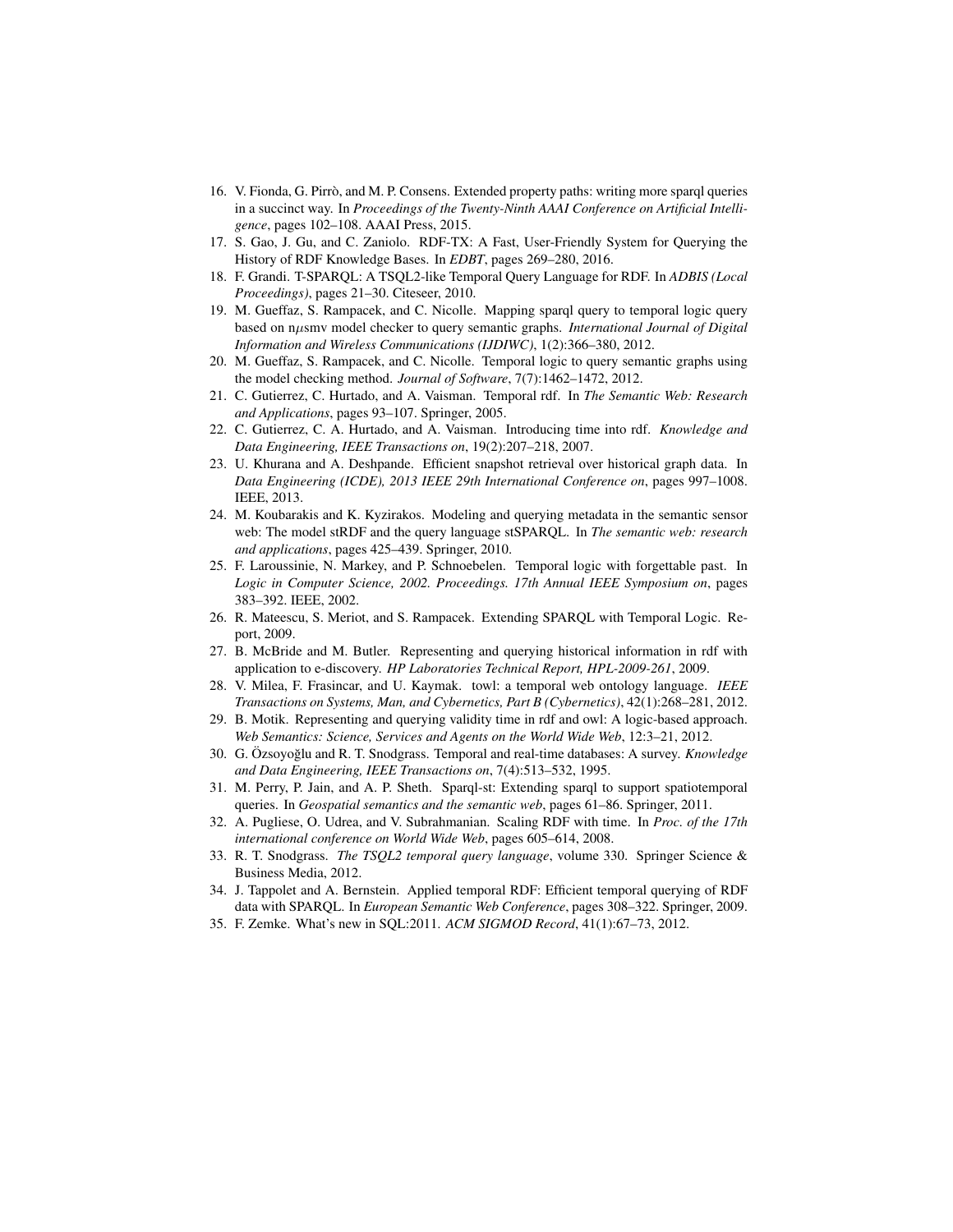16. V. Fionda, G. Pirrò, and M. P. Consens. Extended property paths: writing more sparql queries in a succinct way. In *Proceedings of the Twenty-Ninth AAAI Conference on Artificial Intelligence*, pages 102–108. AAAI Press, 2015.
17. S. Gao, J. Gu, and C. Zaniolo. RDF-TX: A Fast, User-Friendly System for Querying the History of RDF Knowledge Bases. In *EDBT*, pages 269–280, 2016.
18. F. Grandi. T-SPARQL: A TSQL2-like Temporal Query Language for RDF. In *ADBIS (Local Proceedings)*, pages 21–30. Citeseer, 2010.
19. M. Gueffaz, S. Rampacek, and C. Nicolle. Mapping sparql query to temporal logic query based on n$\mu$smv model checker to query semantic graphs. *International Journal of Digital Information and Wireless Communications (IJDIWC)*, 1(2):366–380, 2012.
20. M. Gueffaz, S. Rampacek, and C. Nicolle. Temporal logic to query semantic graphs using the model checking method. *Journal of Software*, 7(7):1462–1472, 2012.
21. C. Gutierrez, C. Hurtado, and A. Vaisman. Temporal rdf. In *The Semantic Web: Research and Applications*, pages 93–107. Springer, 2005.
22. C. Gutierrez, C. A. Hurtado, and A. Vaisman. Introducing time into rdf. *Knowledge and Data Engineering, IEEE Transactions on*, 19(2):207–218, 2007.
23. U. Khurana and A. Deshpande. Efficient snapshot retrieval over historical graph data. In *Data Engineering (ICDE), 2013 IEEE 29th International Conference on*, pages 997–1008. IEEE, 2013.
24. M. Koubarakis and K. Kyzirakos. Modeling and querying metadata in the semantic sensor web: The model stRDF and the query language stSPARQL. In *The semantic web: research and applications*, pages 425–439. Springer, 2010.
25. F. Laroussinie, N. Markey, and P. Schnoebelen. Temporal logic with forgettable past. In *Logic in Computer Science, 2002. Proceedings. 17th Annual IEEE Symposium on*, pages 383–392. IEEE, 2002.
26. R. Mateescu, S. Meriot, and S. Rampacek. Extending SPARQL with Temporal Logic. Report, 2009.
27. B. McBride and M. Butler. Representing and querying historical information in rdf with application to e-discovery. *HP Laboratories Technical Report, HPL-2009-261*, 2009.
28. V. Milea, F. Frasincar, and U. Kaymak. towl: a temporal web ontology language. *IEEE Transactions on Systems, Man, and Cybernetics, Part B (Cybernetics)*, 42(1):268–281, 2012.
29. B. Motik. Representing and querying validity time in rdf and owl: A logic-based approach. *Web Semantics: Science, Services and Agents on the World Wide Web*, 12:3–21, 2012.
30. G. Özsoyoğlu and R. T. Snodgrass. Temporal and real-time databases: A survey. *Knowledge and Data Engineering, IEEE Transactions on*, 7(4):513–532, 1995.
31. M. Perry, P. Jain, and A. P. Sheth. Sparql-st: Extending sparql to support spatiotemporal queries. In *Geospatial semantics and the semantic web*, pages 61–86. Springer, 2011.
32. A. Pugliese, O. Udrea, and V. Subrahmanian. Scaling RDF with time. In *Proc. of the 17th international conference on World Wide Web*, pages 605–614, 2008.
33. R. T. Snodgrass. *The TSQL2 temporal query language*, volume 330. Springer Science & Business Media, 2012.
34. J. Tappolet and A. Bernstein. Applied temporal RDF: Efficient temporal querying of RDF data with SPARQL. In *European Semantic Web Conference*, pages 308–322. Springer, 2009.
35. F. Zemke. What's new in SQL:2011. *ACM SIGMOD Record*, 41(1):67–73, 2012.